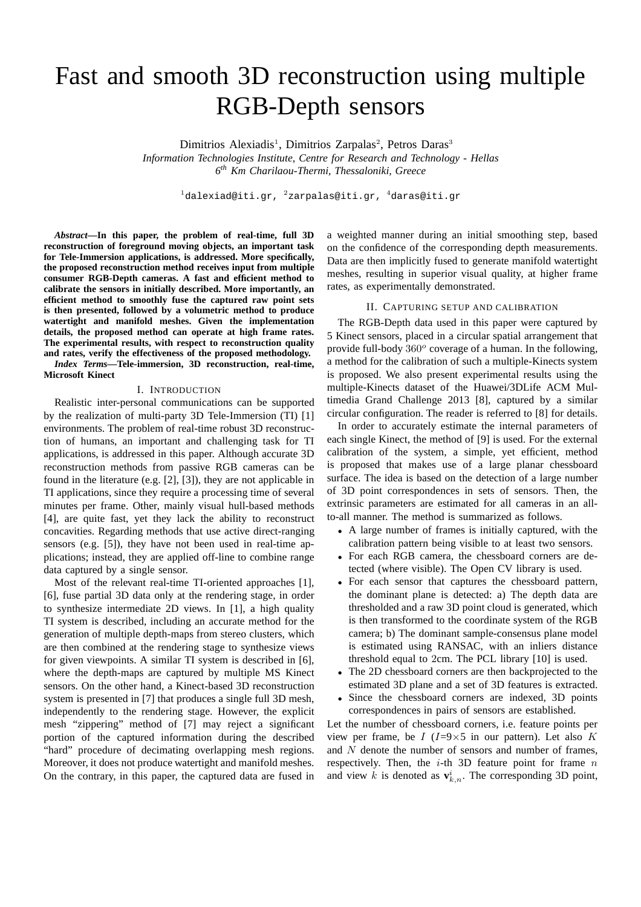# Fast and smooth 3D reconstruction using multiple RGB-Depth sensors

Dimitrios Alexiadis[1], Dimitrios Zarpalas[2], Petros Daras[3]

*Information Technologies Institute, Centre for Research and Technology - Hellas*
*6th Km Charilaou-Thermi, Thessaloniki, Greece*

[1]dalexiad@iti.gr, [2]zarpalas@iti.gr, [4]daras@iti.gr

***Abstract*—In this paper, the problem of real-time, full 3D reconstruction of foreground moving objects, an important task for Tele-Immersion applications, is addressed. More specifically, the proposed reconstruction method receives input from multiple consumer RGB-Depth cameras. A fast and efficient method to calibrate the sensors in initially described. More importantly, an efficient method to smoothly fuse the captured raw point sets is then presented, followed by a volumetric method to produce watertight and manifold meshes. Given the implementation details, the proposed method can operate at high frame rates. The experimental results, with respect to reconstruction quality and rates, verify the effectiveness of the proposed methodology.**

***Index Terms*—Tele-immersion, 3D reconstruction, real-time, Microsoft Kinect**

## I. Introduction

Realistic inter-personal communications can be supported by the realization of multi-party 3D Tele-Immersion (TI) [1] environments. The problem of real-time robust 3D reconstruction of humans, an important and challenging task for TI applications, is addressed in this paper. Although accurate 3D reconstruction methods from passive RGB cameras can be found in the literature (e.g. [2], [3]), they are not applicable in TI applications, since they require a processing time of several minutes per frame. Other, mainly visual hull-based methods [4], are quite fast, yet they lack the ability to reconstruct concavities. Regarding methods that use active direct-ranging sensors (e.g. [5]), they have not been used in real-time applications; instead, they are applied off-line to combine range data captured by a single sensor.

Most of the relevant real-time TI-oriented approaches [1], [6], fuse partial 3D data only at the rendering stage, in order to synthesize intermediate 2D views. In [1], a high quality TI system is described, including an accurate method for the generation of multiple depth-maps from stereo clusters, which are then combined at the rendering stage to synthesize views for given viewpoints. A similar TI system is described in [6], where the depth-maps are captured by multiple MS Kinect sensors. On the other hand, a Kinect-based 3D reconstruction system is presented in [7] that produces a single full 3D mesh, independently to the rendering stage. However, the explicit mesh "zippering" method of [7] may reject a significant portion of the captured information during the described "hard" procedure of decimating overlapping mesh regions. Moreover, it does not produce watertight and manifold meshes. On the contrary, in this paper, the captured data are fused in a weighted manner during an initial smoothing step, based on the confidence of the corresponding depth measurements. Data are then implicitly fused to generate manifold watertight meshes, resulting in superior visual quality, at higher frame rates, as experimentally demonstrated.

## II. Capturing setup and calibration

The RGB-Depth data used in this paper were captured by 5 Kinect sensors, placed in a circular spatial arrangement that provide full-body $360^o$ coverage of a human. In the following, a method for the calibration of such a multiple-Kinects system is proposed. We also present experimental results using the multiple-Kinects dataset of the Huawei/3DLife ACM Multimedia Grand Challenge 2013 [8], captured by a similar circular configuration. The reader is referred to [8] for details.

In order to accurately estimate the internal parameters of each single Kinect, the method of [9] is used. For the external calibration of the system, a simple, yet efficient, method is proposed that makes use of a large planar chessboard surface. The idea is based on the detection of a large number of 3D point correspondences in sets of sensors. Then, the extrinsic parameters are estimated for all cameras in an all-to-all manner. The method is summarized as follows.

- A large number of frames is initially captured, with the calibration pattern being visible to at least two sensors.
- For each RGB camera, the chessboard corners are detected (where visible). The Open CV library is used.
- For each sensor that captures the chessboard pattern, the dominant plane is detected: a) The depth data are thresholded and a raw 3D point cloud is generated, which is then transformed to the coordinate system of the RGB camera; b) The dominant sample-consensus plane model is estimated using RANSAC, with an inliers distance threshold equal to 2cm. The PCL library [10] is used.
- The 2D chessboard corners are then backprojected to the estimated 3D plane and a set of 3D features is extracted.
- Since the chessboard corners are indexed, 3D points correspondences in pairs of sensors are established.

Let the number of chessboard corners, i.e. feature points per view per frame, be $I$ ($I$=9×5 in our pattern). Let also $K$ and $N$ denote the number of sensors and number of frames, respectively. Then, the $i$-th 3D feature point for frame $n$ and view $k$ is denoted as $\mathbf{v}^i_{k,n}$. The corresponding 3D point,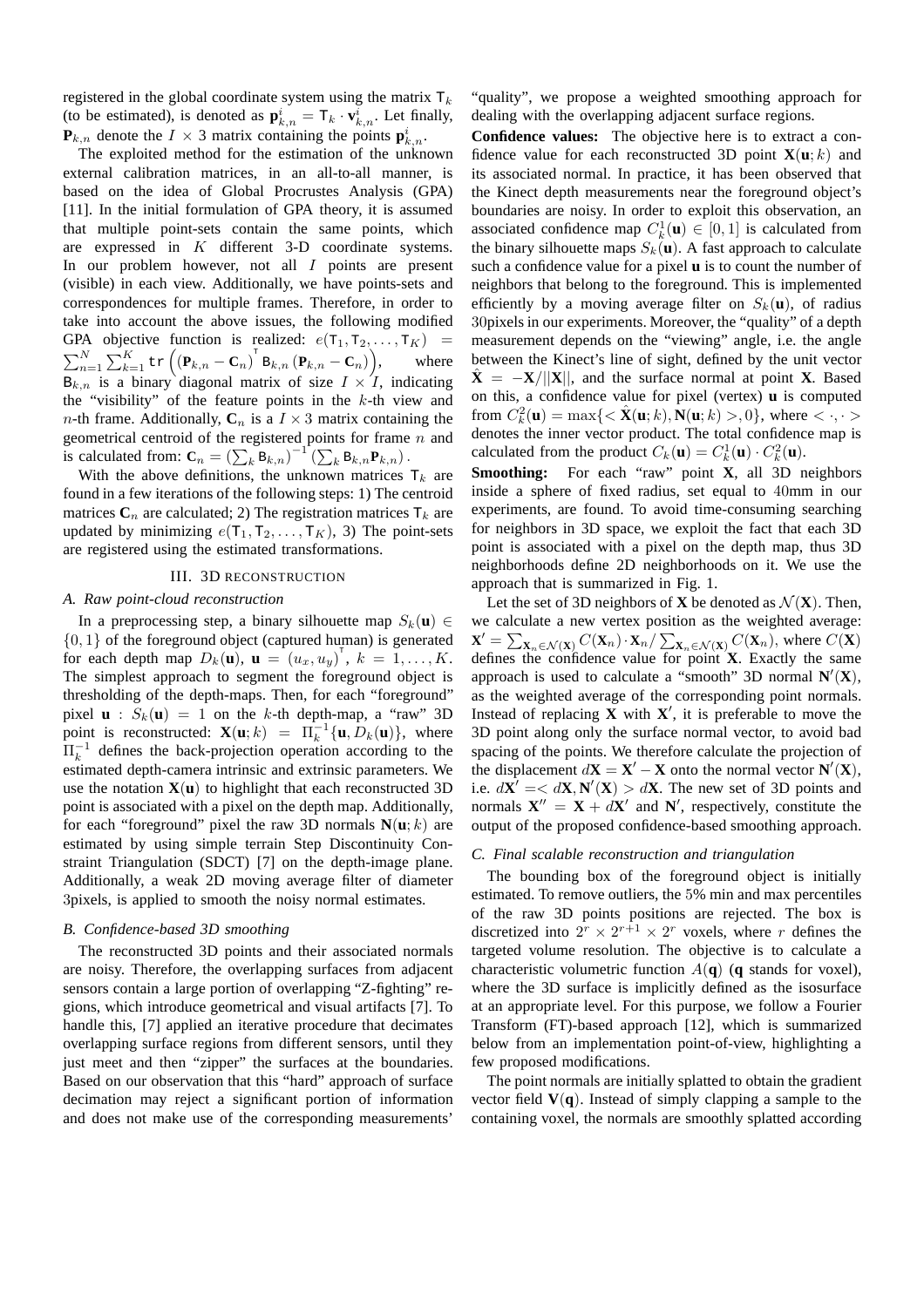registered in the global coordinate system using the matrix $\mathsf{T}_k$ (to be estimated), is denoted as $\mathbf{p}^i_{k,n} = \mathsf{T}_k \cdot \mathbf{v}^i_{k,n}$. Let finally, $\mathbf{P}_{k,n}$ denote the $I \times 3$ matrix containing the points $\mathbf{p}^i_{k,n}$.

The exploited method for the estimation of the unknown external calibration matrices, in an all-to-all manner, is based on the idea of Global Procrustes Analysis (GPA) [11]. In the initial formulation of GPA theory, it is assumed that multiple point-sets contain the same points, which are expressed in $K$ different 3-D coordinate systems. In our problem however, not all $I$ points are present (visible) in each view. Additionally, we have points-sets and correspondences for multiple frames. Therefore, in order to take into account the above issues, the following modified GPA objective function is realized: $e(\mathsf{T}_1, \mathsf{T}_2, \ldots, \mathsf{T}_K) = \sum_{n=1}^{N} \sum_{k=1}^{K} \mathsf{tr}\left( (\mathbf{P}_{k,n} - \mathbf{C}_n)^{\intercal} \mathsf{B}_{k,n} (\mathbf{P}_{k,n} - \mathbf{C}_n) \right)$, where $\mathsf{B}_{k,n}$ is a binary diagonal matrix of size $I \times I$, indicating the "visibility" of the feature points in the $k$-th view and $n$-th frame. Additionally, $\mathbf{C}_n$ is a $I \times 3$ matrix containing the geometrical centroid of the registered points for frame $n$ and is calculated from: $\mathbf{C}_n = \left(\sum_k \mathsf{B}_{k,n}\right)^{-1} \left(\sum_k \mathsf{B}_{k,n} \mathbf{P}_{k,n}\right)$.

With the above definitions, the unknown matrices $\mathsf{T}_k$ are found in a few iterations of the following steps: 1) The centroid matrices $\mathbf{C}_n$ are calculated; 2) The registration matrices $\mathsf{T}_k$ are updated by minimizing $e(\mathsf{T}_1, \mathsf{T}_2, \ldots, \mathsf{T}_K)$, 3) The point-sets are registered using the estimated transformations.

## III. 3D Reconstruction

### A. Raw point-cloud reconstruction

In a preprocessing step, a binary silhouette map $S_k(\mathbf{u}) \in \{0, 1\}$ of the foreground object (captured human) is generated for each depth map $D_k(\mathbf{u})$, $\mathbf{u} = (u_x, u_y)^{\intercal}$, $k = 1, \ldots, K$. The simplest approach to segment the foreground object is thresholding of the depth-maps. Then, for each "foreground" pixel $\mathbf{u} : S_k(\mathbf{u}) = 1$ on the $k$-th depth-map, a "raw" 3D point is reconstructed: $\mathbf{X}(\mathbf{u}; k) = \Pi_k^{-1}\{\mathbf{u}, D_k(\mathbf{u})\}$, where $\Pi_k^{-1}$ defines the back-projection operation according to the estimated depth-camera intrinsic and extrinsic parameters. We use the notation $\mathbf{X}(\mathbf{u})$ to highlight that each reconstructed 3D point is associated with a pixel on the depth map. Additionally, for each "foreground" pixel the raw 3D normals $\mathbf{N}(\mathbf{u}; k)$ are estimated by using simple terrain Step Discontinuity Constraint Triangulation (SDCT) [7] on the depth-image plane. Additionally, a weak 2D moving average filter of diameter 3pixels, is applied to smooth the noisy normal estimates.

### B. Confidence-based 3D smoothing

The reconstructed 3D points and their associated normals are noisy. Therefore, the overlapping surfaces from adjacent sensors contain a large portion of overlapping "Z-fighting" regions, which introduce geometrical and visual artifacts [7]. To handle this, [7] applied an iterative procedure that decimates overlapping surface regions from different sensors, until they just meet and then "zipper" the surfaces at the boundaries. Based on our observation that this "hard" approach of surface decimation may reject a significant portion of information and does not make use of the corresponding measurements' "quality", we propose a weighted smoothing approach for dealing with the overlapping adjacent surface regions.

**Confidence values:** The objective here is to extract a confidence value for each reconstructed 3D point $\mathbf{X}(\mathbf{u}; k)$ and its associated normal. In practice, it has been observed that the Kinect depth measurements near the foreground object's boundaries are noisy. In order to exploit this observation, an associated confidence map $C_k^1(\mathbf{u}) \in [0, 1]$ is calculated from the binary silhouette maps $S_k(\mathbf{u})$. A fast approach to calculate such a confidence value for a pixel $\mathbf{u}$ is to count the number of neighbors that belong to the foreground. This is implemented efficiently by a moving average filter on $S_k(\mathbf{u})$, of radius 30pixels in our experiments. Moreover, the "quality" of a depth measurement depends on the "viewing" angle, i.e. the angle between the Kinect's line of sight, defined by the unit vector $\hat{\mathbf{X}} = -\mathbf{X}/||\mathbf{X}||$, and the surface normal at point $\mathbf{X}$. Based on this, a confidence value for pixel (vertex) $\mathbf{u}$ is computed from $C_k^2(\mathbf{u}) = \max\{< \hat{\mathbf{X}}(\mathbf{u}; k), \mathbf{N}(\mathbf{u}; k) >, 0\}$, where $< \cdot, \cdot >$ denotes the inner vector product. The total confidence map is calculated from the product $C_k(\mathbf{u}) = C_k^1(\mathbf{u}) \cdot C_k^2(\mathbf{u})$.

**Smoothing:** For each "raw" point $\mathbf{X}$, all 3D neighbors inside a sphere of fixed radius, set equal to 40mm in our experiments, are found. To avoid time-consuming searching for neighbors in 3D space, we exploit the fact that each 3D point is associated with a pixel on the depth map, thus 3D neighborhoods define 2D neighborhoods on it. We use the approach that is summarized in Fig. 1.

Let the set of 3D neighbors of $\mathbf{X}$ be denoted as $\mathcal{N}(\mathbf{X})$. Then, we calculate a new vertex position as the weighted average: $\mathbf{X}' = \sum_{\mathbf{X}_n \in \mathcal{N}(\mathbf{X})} C(\mathbf{X}_n) \cdot \mathbf{X}_n / \sum_{\mathbf{X}_n \in \mathcal{N}(\mathbf{X})} C(\mathbf{X}_n)$, where $C(\mathbf{X})$ defines the confidence value for point $\mathbf{X}$. Exactly the same approach is used to calculate a "smooth" 3D normal $\mathbf{N}'(\mathbf{X})$, as the weighted average of the corresponding point normals. Instead of replacing $\mathbf{X}$ with $\mathbf{X}'$, it is preferable to move the 3D point along only the surface normal vector, to avoid bad spacing of the points. We therefore calculate the projection of the displacement $d\mathbf{X} = \mathbf{X}' - \mathbf{X}$ onto the normal vector $\mathbf{N}'(\mathbf{X})$, i.e. $d\mathbf{X}' =< d\mathbf{X}, \mathbf{N}'(\mathbf{X}) > d\mathbf{X}$. The new set of 3D points and normals $\mathbf{X}'' = \mathbf{X} + d\mathbf{X}'$ and $\mathbf{N}'$, respectively, constitute the output of the proposed confidence-based smoothing approach.

### C. Final scalable reconstruction and triangulation

The bounding box of the foreground object is initially estimated. To remove outliers, the 5% min and max percentiles of the raw 3D points positions are rejected. The box is discretized into $2^r \times 2^{r+1} \times 2^r$ voxels, where $r$ defines the targeted volume resolution. The objective is to calculate a characteristic volumetric function $A(\mathbf{q})$ ($\mathbf{q}$ stands for voxel), where the 3D surface is implicitly defined as the isosurface at an appropriate level. For this purpose, we follow a Fourier Transform (FT)-based approach [12], which is summarized below from an implementation point-of-view, highlighting a few proposed modifications.

The point normals are initially splatted to obtain the gradient vector field $\mathbf{V}(\mathbf{q})$. Instead of simply clapping a sample to the containing voxel, the normals are smoothly splatted according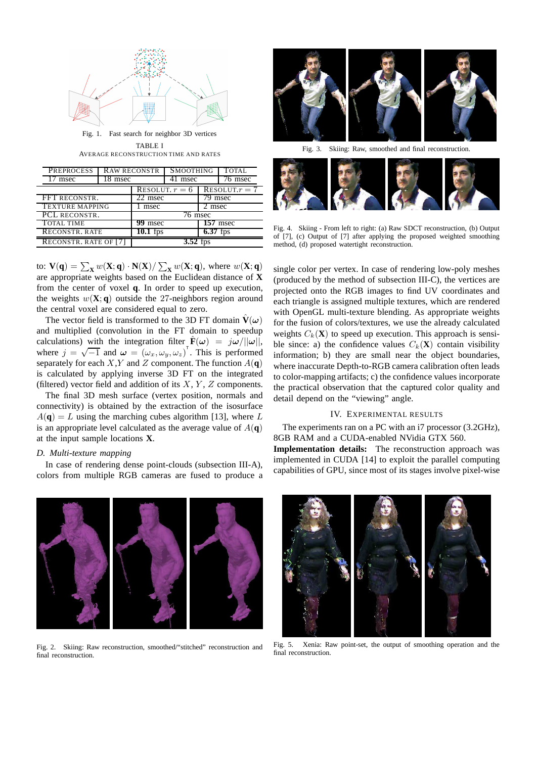Fig. 1. Fast search for neighbor 3D vertices

TABLE I
AVERAGE RECONSTRUCTION TIME AND RATES

| PREPROCESS | RAW RECONSTR | SMOOTHING | TOTAL |
|---|---|---|---|
| 17 msec | 18 msec | 41 msec | 76 msec |

| | RESOLUT. $r = 6$ | RESOLUT. $r = 7$ |
|---|---|---|
| FFT RECONSTR. | 22 msec | 79 msec |
| TEXTURE MAPPING | 1 msec | 2 msec |
| PCL RECONSTR. | 76 msec | |
| TOTAL TIME | **99** msec | **157** msec |
| RECONSTR. RATE | **10.1** fps | **6.37** fps |
| RECONSTR. RATE OF [7] | **3.52** fps | |

to: $\mathbf{V}(\mathbf{q}) = \sum_{\mathbf{X}} w(\mathbf{X};\mathbf{q}) \cdot \mathbf{N}(\mathbf{X}) / \sum_{\mathbf{X}} w(\mathbf{X};\mathbf{q})$, where $w(\mathbf{X};\mathbf{q})$ are appropriate weights based on the Euclidean distance of $\mathbf{X}$ from the center of voxel $\mathbf{q}$. In order to speed up execution, the weights $w(\mathbf{X};\mathbf{q})$ outside the 27-neighbors region around the central voxel are considered equal to zero.

The vector field is transformed to the 3D FT domain $\hat{\mathbf{V}}(\boldsymbol{\omega})$ and multiplied (convolution in the FT domain to speedup calculations) with the integration filter $\hat{\mathbf{F}}(\boldsymbol{\omega}) = j\boldsymbol{\omega}/||\boldsymbol{\omega}||$, where $j = \sqrt{-1}$ and $\boldsymbol{\omega} = (\omega_x, \omega_y, \omega_z)^{\mathsf{T}}$. This is performed separately for each $X$,$Y$ and $Z$ component. The function $A(\mathbf{q})$ is calculated by applying inverse 3D FT on the integrated (filtered) vector field and addition of its $X$, $Y$, $Z$ components.

The final 3D mesh surface (vertex position, normals and connectivity) is obtained by the extraction of the isosurface $A(\mathbf{q}) = L$ using the marching cubes algorithm [13], where $L$ is an appropriate level calculated as the average value of $A(\mathbf{q})$ at the input sample locations $\mathbf{X}$.

### D. Multi-texture mapping

In case of rendering dense point-clouds (subsection III-A), colors from multiple RGB cameras are fused to produce a single color per vertex. In case of rendering low-poly meshes (produced by the method of subsection III-C), the vertices are projected onto the RGB images to find UV coordinates and each triangle is assigned multiple textures, which are rendered with OpenGL multi-texture blending. As appropriate weights for the fusion of colors/textures, we use the already calculated weights $C_k(\mathbf{X})$ to speed up execution. This approach is sensible since: a) the confidence values $C_k(\mathbf{X})$ contain visibility information; b) they are small near the object boundaries, where inaccurate Depth-to-RGB camera calibration often leads to color-mapping artifacts; c) the confidence values incorporate the practical observation that the captured color quality and detail depend on the "viewing" angle.

Fig. 3. Skiing: Raw, smoothed and final reconstruction.

Fig. 4. Skiing - From left to right: (a) Raw SDCT reconstruction, (b) Output of [7], (c) Output of [7] after applying the proposed weighted smoothing method, (d) proposed watertight reconstruction.

## IV. EXPERIMENTAL RESULTS

The experiments ran on a PC with an i7 processor (3.2GHz), 8GB RAM and a CUDA-enabled NVidia GTX 560.

**Implementation details:** The reconstruction approach was implemented in CUDA [14] to exploit the parallel computing capabilities of GPU, since most of its stages involve pixel-wise

Fig. 2. Skiing: Raw reconstruction, smoothed/"stitched" reconstruction and final reconstruction.

Fig. 5. Xenia: Raw point-set, the output of smoothing operation and the final reconstruction.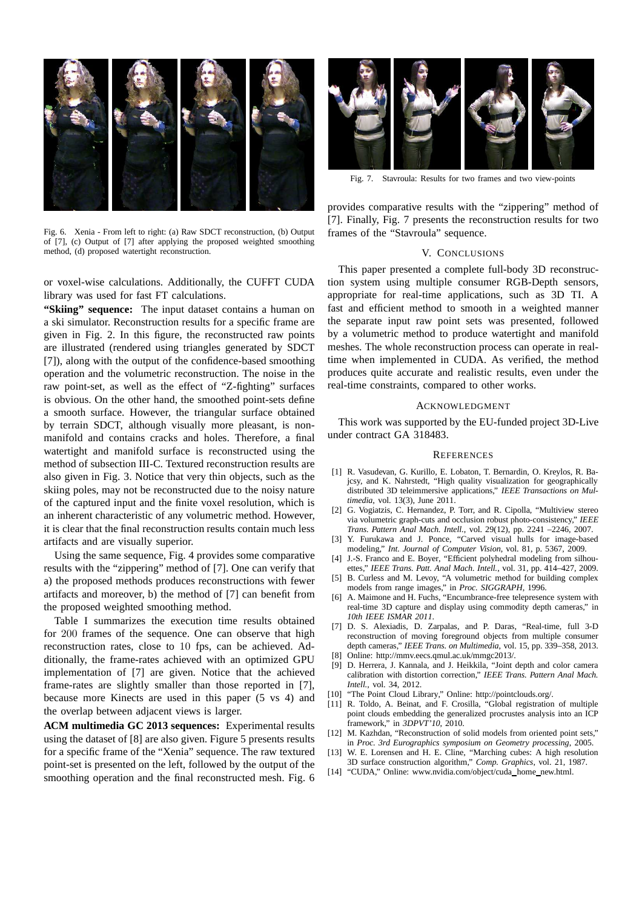Fig. 6. Xenia - From left to right: (a) Raw SDCT reconstruction, (b) Output of [7], (c) Output of [7] after applying the proposed weighted smoothing method, (d) proposed watertight reconstruction.

or voxel-wise calculations. Additionally, the CUFFT CUDA library was used for fast FT calculations.

**"Skiing" sequence:** The input dataset contains a human on a ski simulator. Reconstruction results for a specific frame are given in Fig. 2. In this figure, the reconstructed raw points are illustrated (rendered using triangles generated by SDCT [7]), along with the output of the confidence-based smoothing operation and the volumetric reconstruction. The noise in the raw point-set, as well as the effect of "Z-fighting" surfaces is obvious. On the other hand, the smoothed point-sets define a smooth surface. However, the triangular surface obtained by terrain SDCT, although visually more pleasant, is non-manifold and contains cracks and holes. Therefore, a final watertight and manifold surface is reconstructed using the method of subsection III-C. Textured reconstruction results are also given in Fig. 3. Notice that very thin objects, such as the skiing poles, may not be reconstructed due to the noisy nature of the captured input and the finite voxel resolution, which is an inherent characteristic of any volumetric method. However, it is clear that the final reconstruction results contain much less artifacts and are visually superior.

Using the same sequence, Fig. 4 provides some comparative results with the "zippering" method of [7]. One can verify that a) the proposed methods produces reconstructions with fewer artifacts and moreover, b) the method of [7] can benefit from the proposed weighted smoothing method.

Table I summarizes the execution time results obtained for 200 frames of the sequence. One can observe that high reconstruction rates, close to 10 fps, can be achieved. Additionally, the frame-rates achieved with an optimized GPU implementation of [7] are given. Notice that the achieved frame-rates are slightly smaller than those reported in [7], because more Kinects are used in this paper (5 vs 4) and the overlap between adjacent views is larger.

**ACM multimedia GC 2013 sequences:** Experimental results using the dataset of [8] are also given. Figure 5 presents results for a specific frame of the "Xenia" sequence. The raw textured point-set is presented on the left, followed by the output of the smoothing operation and the final reconstructed mesh. Fig. 6 provides comparative results with the "zippering" method of [7]. Finally, Fig. 7 presents the reconstruction results for two frames of the "Stavroula" sequence.

Fig. 7. Stavroula: Results for two frames and two view-points

## V. Conclusions

This paper presented a complete full-body 3D reconstruction system using multiple consumer RGB-Depth sensors, appropriate for real-time applications, such as 3D TI. A fast and efficient method to smooth in a weighted manner the separate input raw point sets was presented, followed by a volumetric method to produce watertight and manifold meshes. The whole reconstruction process can operate in real-time when implemented in CUDA. As verified, the method produces quite accurate and realistic results, even under the real-time constraints, compared to other works.

## Acknowledgment

This work was supported by the EU-funded project 3D-Live under contract GA 318483.

## References

[1] R. Vasudevan, G. Kurillo, E. Lobaton, T. Bernardin, O. Kreylos, R. Bajcsy, and K. Nahrstedt, "High quality visualization for geographically distributed 3D teleimmersive applications," *IEEE Transactions on Multimedia*, vol. 13(3), June 2011.

[2] G. Vogiatzis, C. Hernandez, P. Torr, and R. Cipolla, "Multiview stereo via volumetric graph-cuts and occlusion robust photo-consistency," *IEEE Trans. Pattern Anal Mach. Intell.*, vol. 29(12), pp. 2241 –2246, 2007.

[3] Y. Furukawa and J. Ponce, "Carved visual hulls for image-based modeling," *Int. Journal of Computer Vision*, vol. 81, p. 5367, 2009.

[4] J.-S. Franco and E. Boyer, "Efficient polyhedral modeling from silhouettes," *IEEE Trans. Patt. Anal Mach. Intell.*, vol. 31, pp. 414–427, 2009.

[5] B. Curless and M. Levoy, "A volumetric method for building complex models from range images," in *Proc. SIGGRAPH*, 1996.

[6] A. Maimone and H. Fuchs, "Encumbrance-free telepresence system with real-time 3D capture and display using commodity depth cameras," in *10th IEEE ISMAR 2011*.

[7] D. S. Alexiadis, D. Zarpalas, and P. Daras, "Real-time, full 3-D reconstruction of moving foreground objects from multiple consumer depth cameras," *IEEE Trans. on Multimedia*, vol. 15, pp. 339–358, 2013.

[8] Online: http://mmv.eecs.qmul.ac.uk/mmgc2013/.

[9] D. Herrera, J. Kannala, and J. Heikkila, "Joint depth and color camera calibration with distortion correction," *IEEE Trans. Pattern Anal Mach. Intell.*, vol. 34, 2012.

[10] "The Point Cloud Library," Online: http://pointclouds.org/.

[11] R. Toldo, A. Beinat, and F. Crosilla, "Global registration of multiple point clouds embedding the generalized procrustes analysis into an ICP framework," in *3DPVT'10*, 2010.

[12] M. Kazhdan, "Reconstruction of solid models from oriented point sets," in *Proc. 3rd Eurographics symposium on Geometry processing*, 2005.

[13] W. E. Lorensen and H. E. Cline, "Marching cubes: A high resolution 3D surface construction algorithm," *Comp. Graphics*, vol. 21, 1987.

[14] "CUDA," Online: www.nvidia.com/object/cuda_home_new.html.